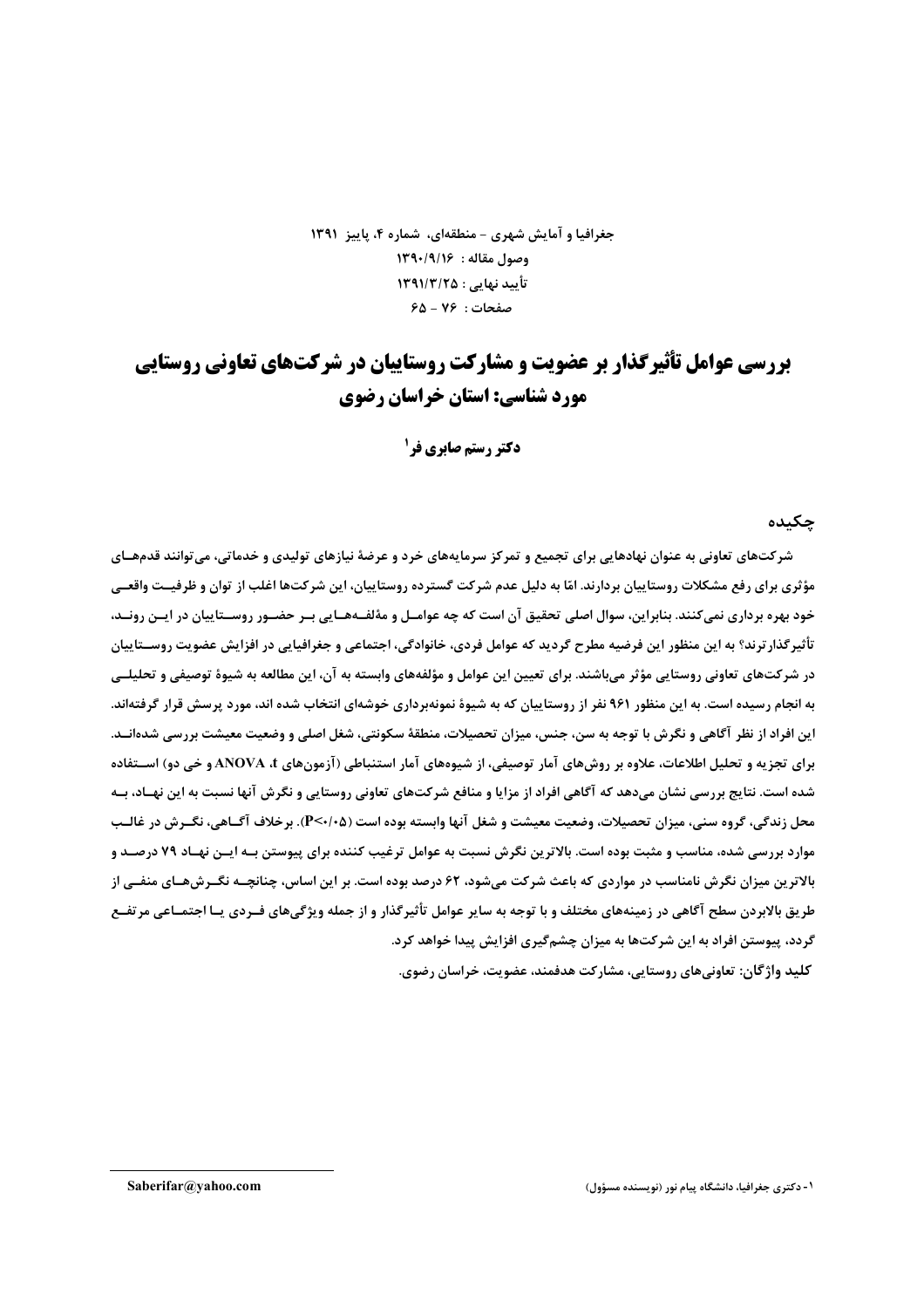جغرافیا و آمایش شهری - منطقه‌ای، شماره ۴، پاییز ۱۳۹۱
وصول مقاله : ۱۳۹۰/۹/۱۶
تأیید نهایی : ۱۳۹۱/۳/۲۵
صفحات : ۷۶ - ۶۵

# بررسی عوامل تأثیرگذار بر عضویت و مشارکت روستاییان در شرکت‌های تعاونی روستایی مورد شناسی: استان خراسان رضوی

**دکتر رستم صابری فر[1]**

## چکیده

شرکت‌های تعاونی به عنوان نهادهایی برای تجمیع و تمرکز سرمایه‌های خرد و عرضهٔ نیازهای تولیدی و خدماتی، می‌توانند قدم‌های مؤثری برای رفع مشکلات روستاییان بردارند. امّا به دلیل عدم شرکت گسترده روستاییان، این شرکت‌ها اغلب از توان و ظرفیت واقعی خود بهره برداری نمی‌کنند. بنابراین، سوال اصلی تحقیق آن است که چه عوامل و مؤلفه‌هایی بر حضور روستاییان در این روند، تأثیرگذارترند؟ به این منظور این فرضیه مطرح گردید که عوامل فردی، خانوادگی، اجتماعی و جغرافیایی در افزایش عضویت روستاییان در شرکت‌های تعاونی روستایی مؤثر می‌باشند. برای تعیین این عوامل و مؤلفه‌های وابسته به آن، این مطالعه به شیوهٔ توصیفی و تحلیلی به انجام رسیده است. به این منظور ۹۶۱ نفر از روستاییان که به شیوهٔ نمونه‌برداری خوشه‌ای انتخاب شده اند، مورد پرسش قرار گرفته‌اند. این افراد از نظر آگاهی و نگرش با توجه به سن، جنس، میزان تحصیلات، منطقهٔ سکونتی، شغل اصلی و وضعیت معیشت بررسی شده‌اند. برای تجزیه و تحلیل اطلاعات، علاوه بر روش‌های آمار توصیفی، از شیوه‌های آمار استنباطی (آزمون‌های ANOVA ،t و خی دو) استفاده شده است. نتایج بررسی نشان می‌دهد که آگاهی افراد از مزایا و منافع شرکت‌های تعاونی روستایی و نگرش آنها نسبت به این نهاد، به محل زندگی، گروه سنی، میزان تحصیلات، وضعیت معیشت و شغل آنها وابسته بوده است ($P<0/05$). برخلاف آگاهی، نگرش در غالب موارد بررسی شده، مناسب و مثبت بوده است. بالاترین نگرش نسبت به عوامل ترغیب کننده برای پیوستن به این نهاد ۷۹ درصد و بالاترین میزان نگرش نامناسب در مواردی که باعث شرکت می‌شود، ۶۲ درصد بوده است. بر این اساس، چنانچه نگرش‌های منفی از طریق بالابردن سطح آگاهی در زمینه‌های مختلف و با توجه به سایر عوامل تأثیرگذار و از جمله ویژگی‌های فردی یا اجتماعی مرتفع گردد، پیوستن افراد به این شرکت‌ها به میزان چشم‌گیری افزایش پیدا خواهد کرد.

**کلید واژگان:** تعاونی‌های روستایی، مشارکت هدفمند، عضویت، خراسان رضوی.

---

[1] - دکتری جغرافیا، دانشگاه پیام نور (نویسنده مسؤول) — Saberifar@yahoo.com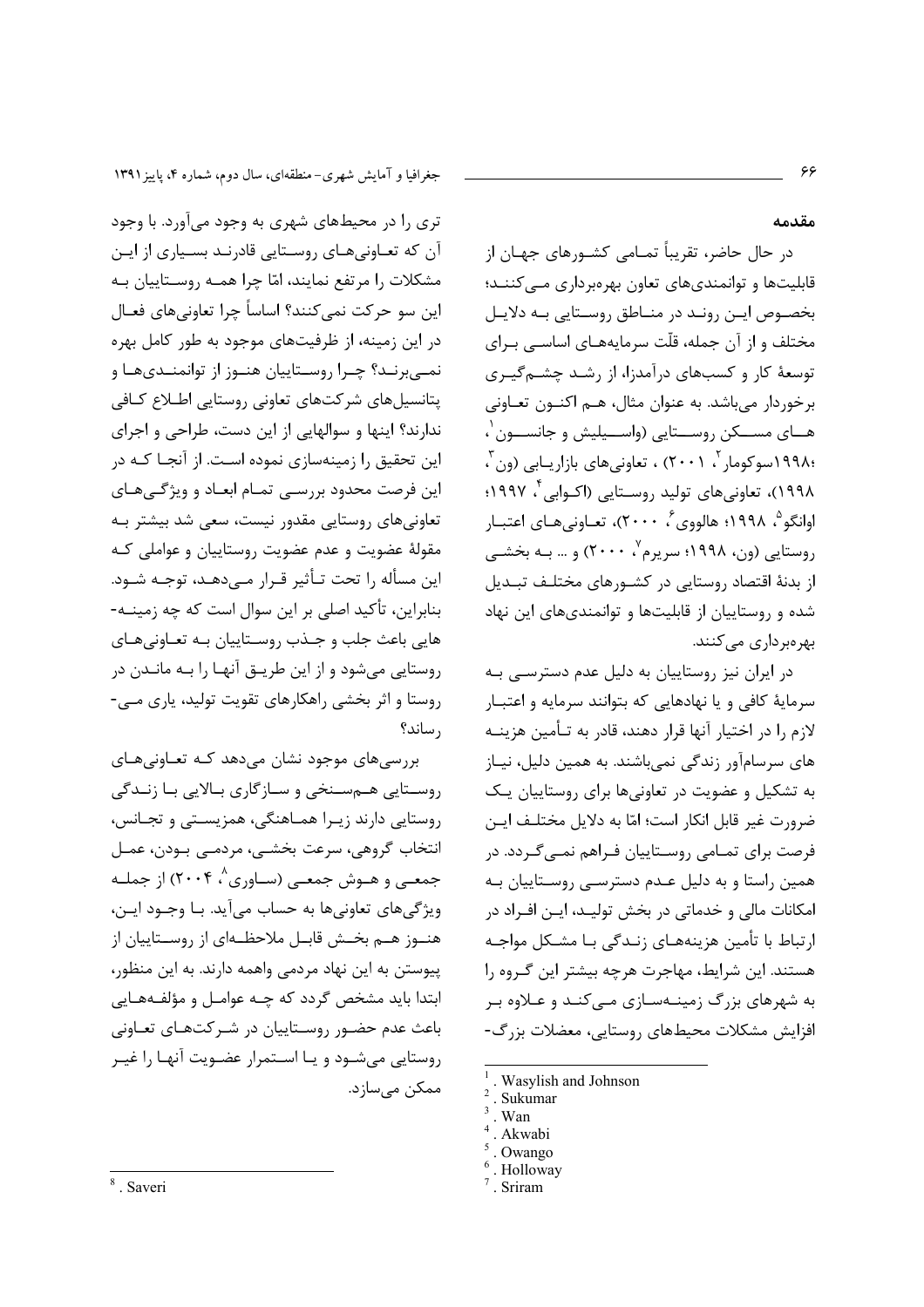## مقدمه

در حال حاضر، تقریباً تمامی کشورهای جهان از قابلیت‌ها و توانمندی‌های تعاون بهره‌برداری می‌کنند؛ بخصوص این روند در مناطق روستایی به دلایل مختلف و از آن جمله، قلّت سرمایه‌های اساسی برای توسعهٔ کار و کسب‌های درآمدزا، از رشد چشم‌گیری برخوردار می‌باشد. به عنوان مثال، هم اکنون تعاونی های مسکن روستایی (واسیلیش و جانسون[1]، ۱۹۹۸؛سوکومار[2]، ۲۰۰۱) ، تعاونی‌های بازاریابی (ون[3]، ۱۹۹۸)، تعاونی‌های تولید روستایی (اکوابی[4]، ۱۹۹۷؛ اوانگو[5]، ۱۹۹۸؛ هالووی[6]، ۲۰۰۰)، تعاونی‌های اعتبار روستایی (ون، ۱۹۹۸؛ سریرم[7]، ۲۰۰۰) و ... به بخشی از بدنهٔ اقتصاد روستایی در کشورهای مختلف تبدیل شده و روستاییان از قابلیت‌ها و توانمندی‌های این نهاد بهره‌برداری می‌کنند.

در ایران نیز روستاییان به دلیل عدم دسترسی به سرمایهٔ کافی و یا نهادهایی که بتوانند سرمایه و اعتبار لازم را در اختیار آنها قرار دهند، قادر به تأمین هزینه های سرسام‌آور زندگی نمی‌باشند. به همین دلیل، نیاز به تشکیل و عضویت در تعاونی‌ها برای روستاییان یک ضرورت غیر قابل انکار است؛ امّا به دلایل مختلف این فرصت برای تمامی روستاییان فراهم نمی‌گردد. در همین راستا و به دلیل عدم دسترسی روستاییان به امکانات مالی و خدماتی در بخش تولید، این افراد در ارتباط با تأمین هزینه‌های زندگی با مشکل مواجه هستند. این شرایط، مهاجرت هرچه بیشتر این گروه را به شهرهای بزرگ زمینه‌سازی می‌کند و علاوه بر افزایش مشکلات محیط‌های روستایی، معضلات بزرگ‌تری را در محیط‌های شهری به وجود می‌آورد. با وجود آن که تعاونی‌های روستایی قادرند بسیاری از این مشکلات را مرتفع نمایند، امّا چرا همه روستاییان به این سو حرکت نمی‌کنند؟ اساساً چرا تعاونی‌های فعال در این زمینه، از ظرفیت‌های موجود به طور کامل بهره نمی‌برند؟ چرا روستاییان هنوز از توانمندی‌ها و پتانسیل‌های شرکت‌های تعاونی روستایی اطلاع کافی ندارند؟ اینها و سوالهایی از این دست، طراحی و اجرای این تحقیق را زمینه‌سازی نموده است. از آنجا که در این فرصت محدود بررسی تمام ابعاد و ویژگی‌های تعاونی‌های روستایی مقدور نیست، سعی شد بیشتر به مقولهٔ عضویت و عدم عضویت روستاییان و عواملی که این مسأله را تحت تأثیر قرار می‌دهد، توجه شود. بنابراین، تأکید اصلی بر این سوال است که چه زمینه‌هایی باعث جلب و جذب روستاییان به تعاونی‌های روستایی می‌شود و از این طریق آنها را به ماندن در روستا و اثر بخشی راهکارهای تقویت تولید، یاری می‌رساند؟

بررسی‌های موجود نشان می‌دهد که تعاونی‌های روستایی هم‌سنخی و سازگاری بالایی با زندگی روستایی دارند زیرا هماهنگی، همزیستی و تجانس، انتخاب گروهی، سرعت بخشی، مردمی بودن، عمل جمعی و هوش جمعی (ساوری[8]، ۲۰۰۴) از جمله ویژگی‌های تعاونی‌ها به حساب می‌آید. با وجود این، هنوز هم بخش قابل ملاحظه‌ای از روستاییان از پیوستن به این نهاد مردمی واهمه دارند. به این منظور، ابتدا باید مشخص گردد که چه عوامل و مؤلفه‌هایی باعث عدم حضور روستاییان در شرکت‌های تعاونی روستایی می‌شود و یا استمرار عضویت آنها را غیر ممکن می‌سازد.

---

[1]. Wasylish and Johnson
[2]. Sukumar
[3]. Wan
[4]. Akwabi
[5]. Owango
[6]. Holloway
[7]. Sriram
[8]. Saveri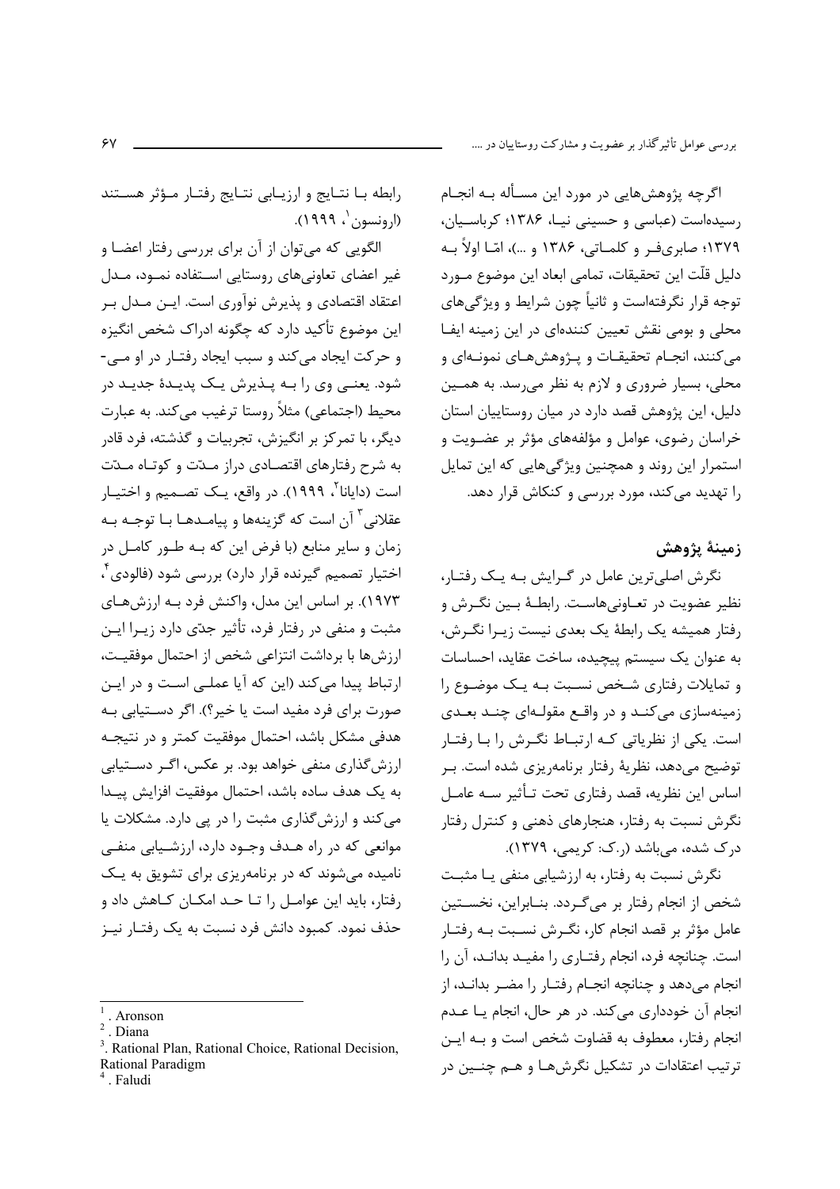اگرچه پژوهش‌هایی در مورد این مسأله به انجام رسیده‌است (عباسی و حسینی نیا، ۱۳۸۶؛ کرباسیان، ۱۳۷۹؛ صابری‌فر و کلماتی، ۱۳۸۶ و ...)، امّا اولاً به دلیل قلّت این تحقیقات، تمامی ابعاد این موضوع مورد توجه قرار نگرفته‌است و ثانیاً چون شرایط و ویژگی‌های محلی و بومی نقش تعیین کننده‌ای در این زمینه ایفا می‌کنند، انجام تحقیقات و پژوهش‌های نمونه‌ای و محلی، بسیار ضروری و لازم به نظر می‌رسد. به همین دلیل، این پژوهش قصد دارد در میان روستاییان استان خراسان رضوی، عوامل و مؤلفه‌های مؤثر بر عضویت و استمرار این روند و همچنین ویژگی‌هایی که این تمایل را تهدید می‌کند، مورد بررسی و کنکاش قرار دهد.

## زمینهٔ پژوهش

نگرش اصلی‌ترین عامل در گرایش به یک رفتار، نظیر عضویت در تعاونی‌هاست. رابطهٔ بین نگرش و رفتار همیشه یک رابطهٔ یک بعدی نیست زیرا نگرش، به عنوان یک سیستم پیچیده، ساخت عقاید، احساسات و تمایلات رفتاری شخص نسبت به یک موضوع را زمینه‌سازی می‌کند و در واقع مقوله‌ای چند بعدی است. یکی از نظریاتی که ارتباط نگرش را با رفتار توضیح می‌دهد، نظریهٔ رفتار برنامه‌ریزی شده است. بر اساس این نظریه، قصد رفتاری تحت تأثیر سه عامل نگرش نسبت به رفتار، هنجارهای ذهنی و کنترل رفتار درک شده، می‌باشد (ر.ک: کریمی، ۱۳۷۹).

نگرش نسبت به رفتار، به ارزشیابی منفی یا مثبت شخص از انجام رفتار بر می‌گردد. بنابراین، نخستین عامل مؤثر بر قصد انجام کار، نگرش نسبت به رفتار است. چنانچه فرد، انجام رفتاری را مفید بداند، آن را انجام می‌دهد و چنانچه انجام رفتار را مضر بداند، از انجام آن خودداری می‌کند. در هر حال، انجام یا عدم انجام رفتار، معطوف به قضاوت شخص است و به این ترتیب اعتقادات در تشکیل نگرش‌ها و هم چنین در رابطه با نتایج و ارزیابی نتایج رفتار مؤثر هستند (ارونسون[1]، ۱۹۹۹).

الگویی که می‌توان از آن برای بررسی رفتار اعضا و غیر اعضای تعاونی‌های روستایی استفاده نمود، مدل اعتقاد اقتصادی و پذیرش نوآوری است. این مدل بر این موضوع تأکید دارد که چگونه ادراک شخص انگیزه و حرکت ایجاد می‌کند و سبب ایجاد رفتار در او می‌شود. یعنی وی را به پذیرش یک پدیدهٔ جدید در محیط (اجتماعی) مثلاً روستا ترغیب می‌کند. به عبارت دیگر، با تمرکز بر انگیزش، تجربیات و گذشته، فرد قادر به شرح رفتارهای اقتصادی دراز مدّت و کوتاه مدّت است (دایانا[2]، ۱۹۹۹). در واقع، یک تصمیم و اختیار عقلانی[3] آن است که گزینه‌ها و پیامدها با توجه به زمان و سایر منابع (با فرض این که به طور کامل در اختیار تصمیم گیرنده قرار دارد) بررسی شود (فالودی[4]، ۱۹۷۳). بر اساس این مدل، واکنش فرد به ارزش‌های مثبت و منفی در رفتار فرد، تأثیر جدّی دارد زیرا این ارزش‌ها با برداشت انتزاعی شخص از احتمال موفقیت، ارتباط پیدا می‌کند (این که آیا عملی است و در این صورت برای فرد مفید است یا خیر؟). اگر دستیابی به هدفی مشکل باشد، احتمال موفقیت کمتر و در نتیجه ارزش‌گذاری منفی خواهد بود. بر عکس، اگر دستیابی به یک هدف ساده باشد، احتمال موفقیت افزایش پیدا می‌کند و ارزش‌گذاری مثبت را در پی دارد. مشکلات یا موانعی که در راه هدف وجود دارد، ارزشیابی منفی نامیده می‌شوند که در برنامه‌ریزی برای تشویق به یک رفتار، باید این عوامل را تا حد امکان کاهش داد و حذف نمود. کمبود دانش فرد نسبت به یک رفتار نیز

---

[1]. Aronson

[2]. Diana

[3]. Rational Plan, Rational Choice, Rational Decision, Rational Paradigm

[4]. Faludi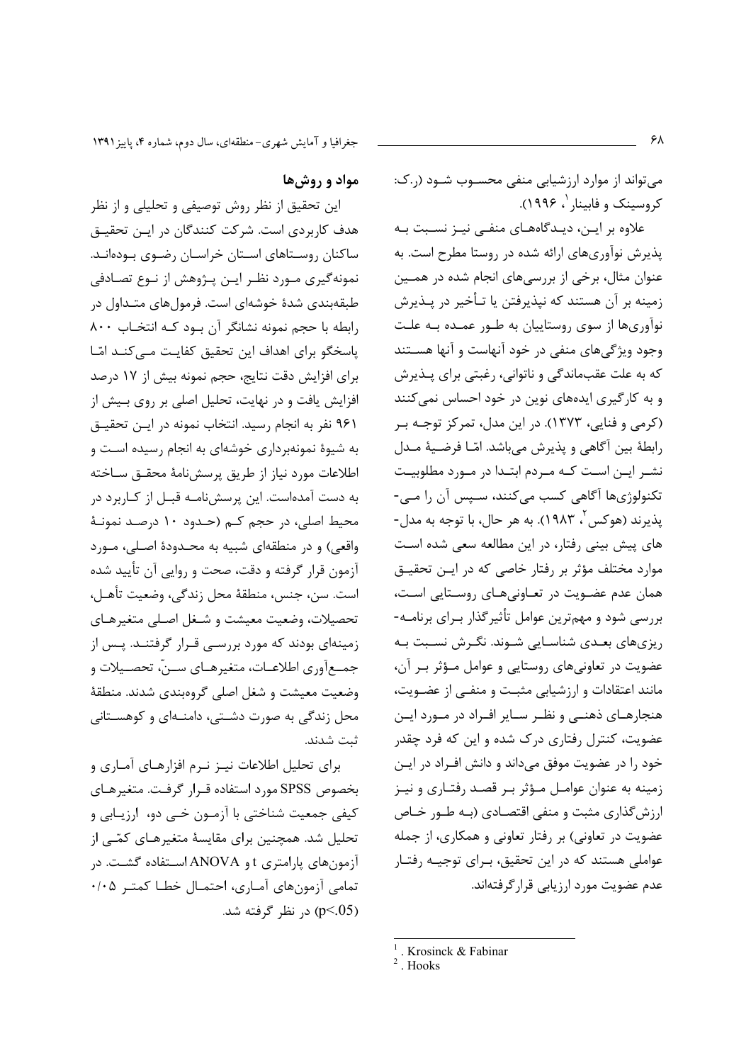می‌تواند از موارد ارزشیابی منفی محسوب شود (ر.ک: کروسینک و فابینار[1]، ۱۹۹۶).

علاوه بر این، دیدگاه‌های منفی نیز نسبت به پذیرش نوآوری‌های ارائه شده در روستا مطرح است. به عنوان مثال، برخی از بررسی‌های انجام شده در همین زمینه بر آن هستند که نپذیرفتن یا تأخیر در پذیرش نوآوری‌ها از سوی روستاییان به طور عمده به علت وجود ویژگی‌های منفی در خود آنهاست و آنها هستند که به علت عقب‌ماندگی و ناتوانی، رغبتی برای پذیرش و به کارگیری ایده‌های نوین در خود احساس نمی‌کنند (کرمی و فنایی، ۱۳۷۳). در این مدل، تمرکز توجه بر رابطهٔ بین آگاهی و پذیرش می‌باشد. امّا فرضیهٔ مدل نشر این است که مردم ابتدا در مورد مطلوبیت تکنولوژی‌ها آگاهی کسب می‌کنند، سپس آن را می‌پذیرند (هوکس[2]، ۱۹۸۳). به هر حال، با توجه به مدل‌های پیش بینی رفتار، در این مطالعه سعی شده است موارد مختلف مؤثر بر رفتار خاصی که در این تحقیق همان عدم عضویت در تعاونی‌های روستایی است، بررسی شود و مهم‌ترین عوامل تأثیرگذار برای برنامه‌ریزی‌های بعدی شناسایی شوند. نگرش نسبت به عضویت در تعاونی‌های روستایی و عوامل مؤثر بر آن، مانند اعتقادات و ارزشیابی مثبت و منفی از عضویت، هنجارهای ذهنی و نظر سایر افراد در مورد این عضویت، کنترل رفتاری درک شده و این که فرد چقدر خود را در عضویت موفق می‌داند و دانش افراد در این زمینه به عنوان عوامل مؤثر بر قصد رفتاری و نیز ارزش‌گذاری مثبت و منفی اقتصادی (به طور خاص عضویت در تعاونی) بر رفتار تعاونی و همکاری، از جمله عواملی هستند که در این تحقیق، برای توجیه رفتار عدم عضویت مورد ارزیابی قرارگرفته‌اند.

## مواد و روش‌ها

این تحقیق از نظر روش توصیفی و تحلیلی و از نظر هدف کاربردی است. شرکت کنندگان در این تحقیق ساکنان روستاهای استان خراسان رضوی بوده‌اند. نمونه‌گیری مورد نظر این پژوهش از نوع تصادفی طبقه‌بندی شدهٔ خوشه‌ای است. فرمول‌های متداول در رابطه با حجم نمونه نشانگر آن بود که انتخاب ۸۰۰ پاسخگو برای اهداف این تحقیق کفایت می‌کند امّا برای افزایش دقت نتایج، حجم نمونه بیش از ۱۷ درصد افزایش یافت و در نهایت، تحلیل اصلی بر روی بیش از ۹۶۱ نفر به انجام رسید. انتخاب نمونه در این تحقیق به شیوهٔ نمونه‌برداری خوشه‌ای به انجام رسیده است و اطلاعات مورد نیاز از طریق پرسش‌نامهٔ محقق ساخته به دست آمده‌است. این پرسش‌نامه قبل از کاربرد در محیط اصلی، در حجم کم (حدود ۱۰ درصد نمونهٔ واقعی) و در منطقه‌ای شبیه به محدودهٔ اصلی، مورد آزمون قرار گرفته و دقت، صحت و روایی آن تأیید شده است. سن، جنس، منطقهٔ محل زندگی، وضعیت تأهل، تحصیلات، وضعیت معیشت و شغل اصلی متغیرهای زمینه‌ای بودند که مورد بررسی قرار گرفتند. پس از جمع‌آوری اطلاعات، متغیرهای سنّ، تحصیلات و وضعیت معیشت و شغل اصلی گروه‌بندی شدند. منطقهٔ محل زندگی به صورت دشتی، دامنه‌ای و کوهستانی ثبت شدند.

برای تحلیل اطلاعات نیز نرم افزارهای آماری و بخصوص SPSS مورد استفاده قرار گرفت. متغیرهای کیفی جمعیت شناختی با آزمون خی دو، ارزیابی و تحلیل شد. همچنین برای مقایسهٔ متغیرهای کمّی از آزمون‌های پارامتری t و ANOVA استفاده گشت. در تمامی آزمون‌های آماری، احتمال خطا کمتر ۰/۰۵ ($p<.05$) در نظر گرفته شد.

---

[1] . Krosinck & Fabinar

[2] . Hooks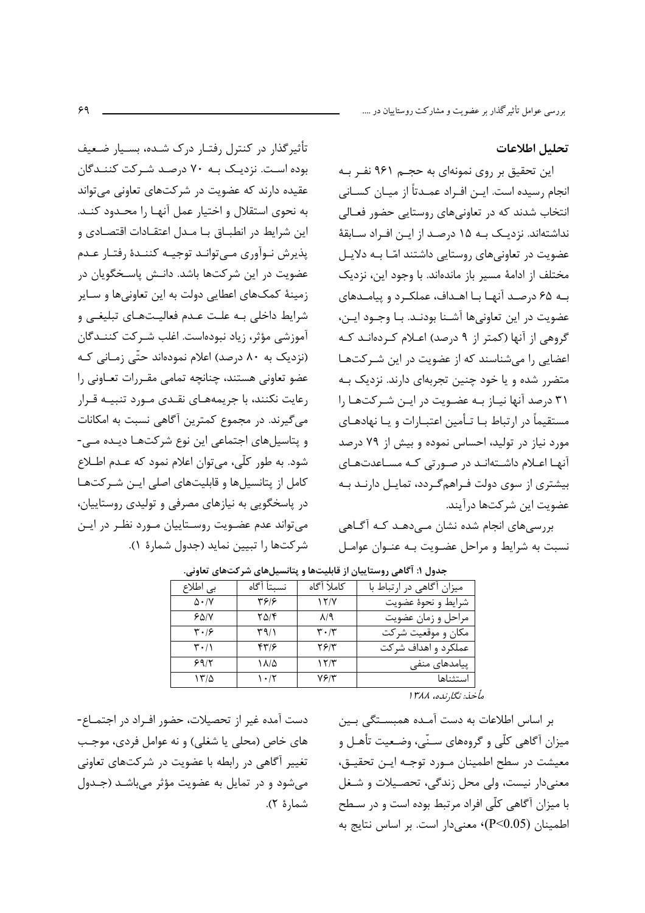## تحلیل اطلاعات

این تحقیق بر روی نمونه‌ای به حجم ۹۶۱ نفر به انجام رسیده است. این افراد عمدتاً از میان کسانی انتخاب شدند که در تعاونی‌های روستایی حضور فعالی نداشته‌اند. نزدیک به ۱۵ درصد از این افراد سابقهٔ عضویت در تعاونی‌های روستایی داشتند امّا به دلایل مختلف از ادامهٔ مسیر باز مانده‌اند. با وجود این، نزدیک به ۶۵ درصد آنها با اهداف، عملکرد و پیامدهای عضویت در این تعاونی‌ها آشنا بودند. با وجود این، گروهی از آنها (کمتر از ۹ درصد) اعلام کرده‌اند که اعضایی را می‌شناسند که از عضویت در این شرکت‌ها متضرر شده و یا خود چنین تجربه‌ای دارند. نزدیک به ۳۱ درصد آنها نیاز به عضویت در این شرکت‌ها را مستقیماً در ارتباط با تأمین اعتبارات و یا نهادهای مورد نیاز در تولید، احساس نموده و بیش از ۷۹ درصد آنها اعلام داشته‌اند در صورتی که مساعدت‌های بیشتری از سوی دولت فراهم‌گردد، تمایل دارند به عضویت این شرکت‌ها درآیند.

بررسی‌های انجام شده نشان می‌دهد که آگاهی نسبت به شرایط و مراحل عضویت به عنوان عوامل تأثیرگذار در کنترل رفتار درک شده، بسیار ضعیف بوده است. نزدیک به ۷۰ درصد شرکت کنندگان عقیده دارند که عضویت در شرکت‌های تعاونی می‌تواند به نحوی استقلال و اختیار عمل آنها را محدود کند. این شرایط در انطباق با مدل اعتقادات اقتصادی و پذیرش نوآوری می‌تواند توجیه کنندهٔ رفتار عدم عضویت در این شرکت‌ها باشد. دانش پاسخگویان در زمینهٔ کمک‌های اعطایی دولت به این تعاونی‌ها و سایر شرایط داخلی به علت عدم فعالیت‌های تبلیغی و آموزشی مؤثر، زیاد نبوده‌است. اغلب شرکت کنندگان (نزدیک به ۸۰ درصد) اعلام نموده‌اند حتّی زمانی که عضو تعاونی هستند، چنانچه تمامی مقررات تعاونی را رعایت نکنند، با جریمه‌های نقدی مورد تنبیه قرار می‌گیرند. در مجموع کمترین آگاهی نسبت به امکانات و پتاسیل‌های اجتماعی این نوع شرکت‌ها دیده می‌شود. به طور کلّی، می‌توان اعلام نمود که عدم اطلاع کامل از پتانسیل‌ها و قابلیت‌های اصلی این شرکت‌ها در پاسخگویی به نیازهای مصرفی و تولیدی روستاییان، می‌تواند عدم عضویت روستاییان مورد نظر در این شرکت‌ها را تبیین نماید (جدول شمارهٔ ۱).

**جدول ۱: آگاهی روستاییان از قابلیت‌ها و پتانسیل‌های شرکت‌های تعاونی.**

| میزان آگاهی در ارتباط با | کاملاً آگاه | نسبتاً آگاه | بی اطلاع |
|---|---|---|---|
| شرایط و نحوهٔ عضویت | ۱۲/۷ | ۳۶/۶ | ۵۰/۷ |
| مراحل و زمان عضویت | ۸/۹ | ۲۵/۴ | ۶۵/۷ |
| مکان و موقعیت شرکت | ۳۰/۳ | ۳۹/۱ | ۳۰/۶ |
| عملکرد و اهداف شرکت | ۲۶/۳ | ۴۳/۶ | ۳۰/۱ |
| پیامدهای منفی | ۱۲/۳ | ۱۸/۵ | ۶۹/۲ |
| استثناها | ۷۶/۳ | ۱۰/۲ | ۱۳/۵ |

*مأخذ: نگارنده، ۱۳۸۸*

بر اساس اطلاعات به دست آمده همبستگی بین میزان آگاهی کلّی و گروه‌های سنّی، وضعیت تأهل و معیشت در سطح اطمینان مورد توجه این تحقیق، معنی‌دار نیست، ولی محل زندگی، تحصیلات و شغل با میزان آگاهی کلّی افراد مرتبط بوده است و در سطح اطمینان ($P<0.05$)، معنی‌دار است. بر اساس نتایج به دست آمده غیر از تحصیلات، حضور افراد در اجتماع‌های خاص (محلی یا شغلی) و نه عوامل فردی، موجب تغییر آگاهی در رابطه با عضویت در شرکت‌های تعاونی می‌شود و در تمایل به عضویت مؤثر می‌باشد (جدول شمارهٔ ۲).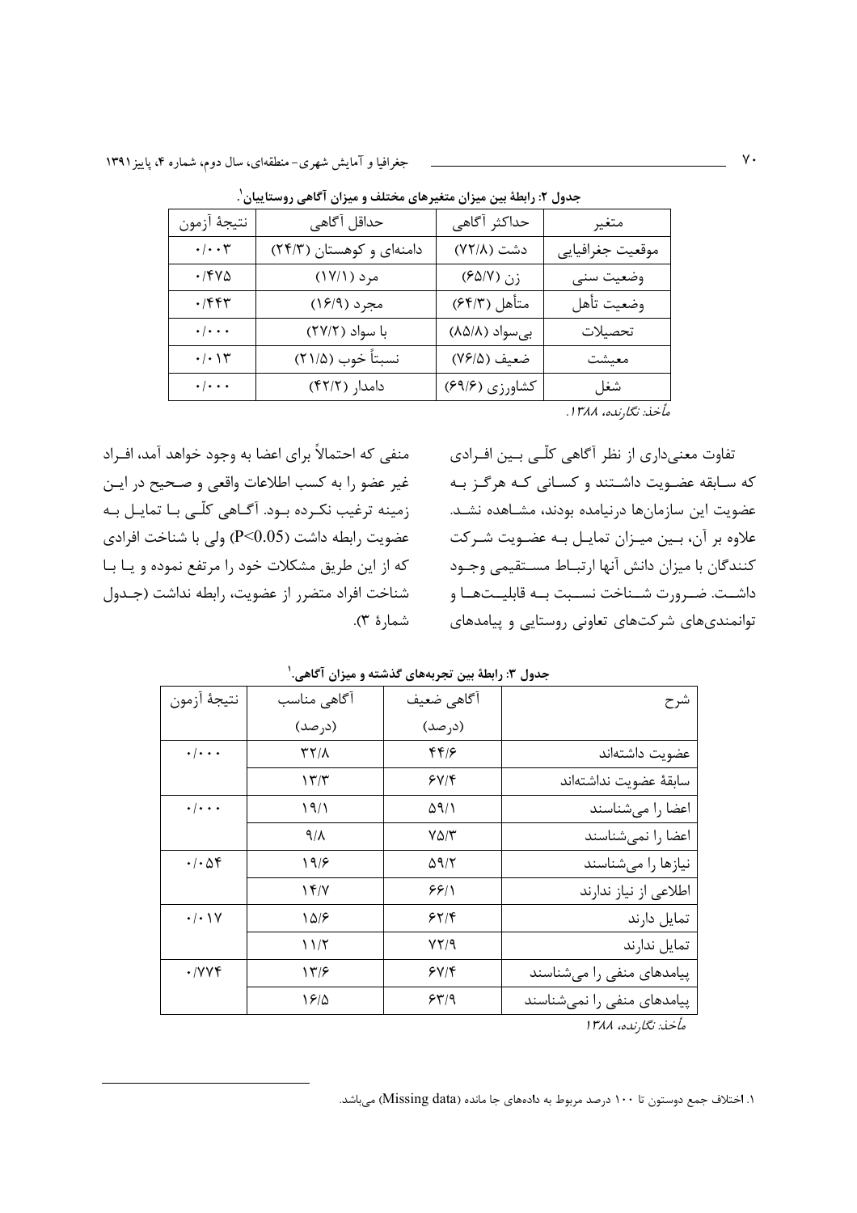**جدول ۲: رابطهٔ بین میزان متغیرهای مختلف و میزان آگاهی روستاییان[1].**

| متغیر | حداکثر آگاهی | حداقل آگاهی | نتیجهٔ آزمون |
|---|---|---|---|
| موقعیت جغرافیایی | دشت (۷۲/۸) | دامنه‌ای و کوهستان (۲۴/۳) | ۰/۰۰۳ |
| وضعیت سنی | زن (۶۵/۷) | مرد (۱۷/۱) | ۰/۴۷۵ |
| وضعیت تأهل | متأهل (۶۴/۳) | مجرد (۱۶/۹) | ۰/۴۴۳ |
| تحصیلات | بی‌سواد (۸۵/۸) | با سواد (۲۷/۲) | ۰/۰۰۰ |
| معیشت | ضعیف (۷۶/۵) | نسبتاً خوب (۲۱/۵) | ۰/۰۱۳ |
| شغل | کشاورزی (۶۹/۶) | دامدار (۴۲/۲) | ۰/۰۰۰ |

*مأخذ: نگارنده، ۱۳۸۸.*

تفاوت معنی‌داری از نظر آگاهی کلّی بین افرادی که سابقه عضویت داشتند و کسانی که هرگز به عضویت این سازمان‌ها درنیامده بودند، مشاهده نشد. علاوه بر آن، بین میزان تمایل به عضویت شرکت کنندگان با میزان دانش آنها ارتباط مستقیمی وجود داشت. ضرورت شناخت نسبت به قابلیت‌ها و توانمندی‌های شرکت‌های تعاونی روستایی و پیامدهای منفی که احتمالاً برای اعضا به وجود خواهد آمد، افراد غیر عضو را به کسب اطلاعات واقعی و صحیح در این زمینه ترغیب نکرده بود. آگاهی کلّی با تمایل به عضویت رابطه داشت ($P<0.05$) ولی با شناخت افرادی که از این طریق مشکلات خود را مرتفع نموده و یا با شناخت افراد متضرر از عضویت، رابطه نداشت (جدول شمارهٔ ۳).

**جدول ۳: رابطهٔ بین تجربه‌های گذشته و میزان آگاهی[1].**

| شرح | آگاهی ضعیف (درصد) | آگاهی مناسب (درصد) | نتیجهٔ آزمون |
|---|---|---|---|
| عضویت داشته‌اند | ۴۴/۶ | ۳۲/۸ | ۰/۰۰۰ |
| سابقهٔ عضویت نداشته‌اند | ۶۷/۴ | ۱۳/۳ | |
| اعضا را می‌شناسند | ۵۹/۱ | ۱۹/۱ | ۰/۰۰۰ |
| اعضا را نمی‌شناسند | ۷۵/۳ | ۹/۸ | |
| نیازها را می‌شناسند | ۵۹/۲ | ۱۹/۶ | ۰/۰۵۴ |
| اطلاعی از نیاز ندارند | ۶۶/۱ | ۱۴/۷ | |
| تمایل دارند | ۶۲/۴ | ۱۵/۶ | ۰/۰۱۷ |
| تمایل ندارند | ۷۲/۹ | ۱۱/۲ | |
| پیامدهای منفی را می‌شناسند | ۶۷/۴ | ۱۳/۶ | ۰/۷۷۴ |
| پیامدهای منفی را نمی‌شناسند | ۶۳/۹ | ۱۶/۵ | |

*مأخذ: نگارنده، ۱۳۸۸*

---

۱. اختلاف جمع دوستون تا ۱۰۰ درصد مربوط به داده‌های جا مانده (Missing data) می‌باشد.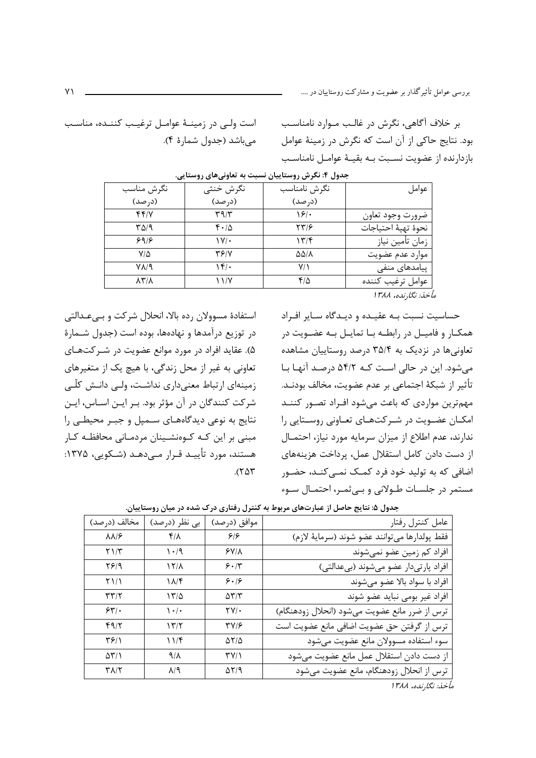بر خلاف آگاهی، نگرش در غالب موارد نامناسب بود. نتایج حاکی از آن است که نگرش در زمینهٔ عوامل بازدارنده از عضویت نسبت به بقیهٔ عوامل نامناسب است ولی در زمینهٔ عوامل ترغیب کننده، مناسب می‌باشد (جدول شمارهٔ ۴).

**جدول ۴: نگرش روستاییان نسبت به تعاونی‌های روستایی.**

| عوامل | نگرش نامناسب (درصد) | نگرش خنثی (درصد) | نگرش مناسب (درصد) |
|---|---|---|---|
| ضرورت وجود تعاون | ۱۶/۰ | ۳۹/۳ | ۴۴/۷ |
| نحوهٔ تهیهٔ احتیاجات | ۲۳/۶ | ۴۰/۵ | ۳۵/۹ |
| زمان تأمین نیاز | ۱۳/۴ | ۱۷/۰ | ۶۹/۶ |
| موارد عدم عضویت | ۵۵/۸ | ۳۶/۷ | ۷/۵ |
| پیامدهای منفی | ۷/۱ | ۱۴/۰ | ۷۸/۹ |
| عوامل ترغیب کننده | ۴/۵ | ۱۱/۷ | ۸۳/۸ |

*مأخذ: نگارنده، ۱۳۸۸*

حساسیت نسبت بـه عقیـده و دیـدگاه سـایر افـراد همکـار و فامیـل در رابطـه بـا تمایـل بـه عضـویت در تعاونی‌ها در نزدیک به ۳۵/۴ درصد روستاییان مشاهده می‌شود. این در حالی اسـت کـه ۵۴/۲ درصـد آنهـا بـا تأثیر از شبکهٔ اجتماعی بر عدم عضویت، مخالف بودنـد. مهم‌ترین مواردی که باعث می‌شود افـراد تصـور کننـد امکـان عضـویت در شـرکت‌هـای تعـاونی روسـتایی را ندارند، عدم اطلاع از میزان سرمایه مورد نیاز، احتمـال از دست دادن کامل استقلال عمل، پرداخت هزینه‌های اضافی که به تولید خود فرد کمـک نمـی‌کنـد، حضـور مستمر در جلسـات طـولانی و بـی‌ثمـر، احتمـال سـوء استفادهٔ مسوولان رده بالا، انحلال شرکت و بـی‌عـدالتی در توزیع درآمدها و نهاده‌ها، بوده است (جدول شـمارهٔ ۵). عقاید افراد در مورد موانع عضویت در شـرکت‌هـای تعاونی به غیر از محل زندگی، با هیچ یک از متغیرهای زمینه‌ای ارتباط معنی‌داری نداشـت، ولـی دانـش کلّـی شرکت کنندگان در آن مؤثر بود. بـر ایـن اسـاس، ایـن نتایج به نوعی دیدگاه‌هـای سـمپل و جبـر محیطـی را مبنی بر این کـه کـوه‌نشـینان مردمـانی محافظـه کـار هستند، مورد تأییـد قـرار مـی‌دهـد (شـکویی، ۱۳۷۵: ۲۵۳).

**جدول ۵: نتایج حاصل از عبارت‌های مربوط به کنترل رفتاری درک شده در میان روستاییان.**

| عامل کنترل رفتار | موافق (درصد) | بی نظر (درصد) | مخالف (درصد) |
|---|---|---|---|
| فقط پولدارها می‌توانند عضو شوند (سرمایهٔ لازم) | ۶/۶ | ۴/۸ | ۸۸/۶ |
| افراد کم زمین عضو نمی‌شوند | ۶۷/۸ | ۱۰/۹ | ۲۱/۳ |
| افراد پارتی‌دار عضو می‌شوند (بی‌عدالتی) | ۶۰/۳ | ۱۲/۸ | ۲۶/۹ |
| افراد با سواد بالا عضو می‌شوند | ۶۰/۶ | ۱۸/۴ | ۲۱/۱ |
| افراد غیر بومی نباید عضو شوند | ۵۳/۳ | ۱۳/۵ | ۳۳/۲ |
| ترس از ضرر مانع عضویت می‌شود (انحلال زودهنگام) | ۲۷/۰ | ۱۰/۰ | ۶۳/۰ |
| ترس از گرفتن حق عضویت اضافی مانع عضویت است | ۳۷/۶ | ۱۳/۲ | ۴۹/۲ |
| سوء استفاده مسوولان مانع عضویت می‌شود | ۵۲/۵ | ۱۱/۴ | ۳۶/۱ |
| از دست دادن استقلال عمل مانع عضویت می‌شود | ۳۷/۱ | ۹/۸ | ۵۳/۱ |
| ترس از انحلال زودهنگام، مانع عضویت می‌شود | ۵۲/۹ | ۸/۹ | ۳۸/۲ |

*مأخذ: نگارنده، ۱۳۸۸*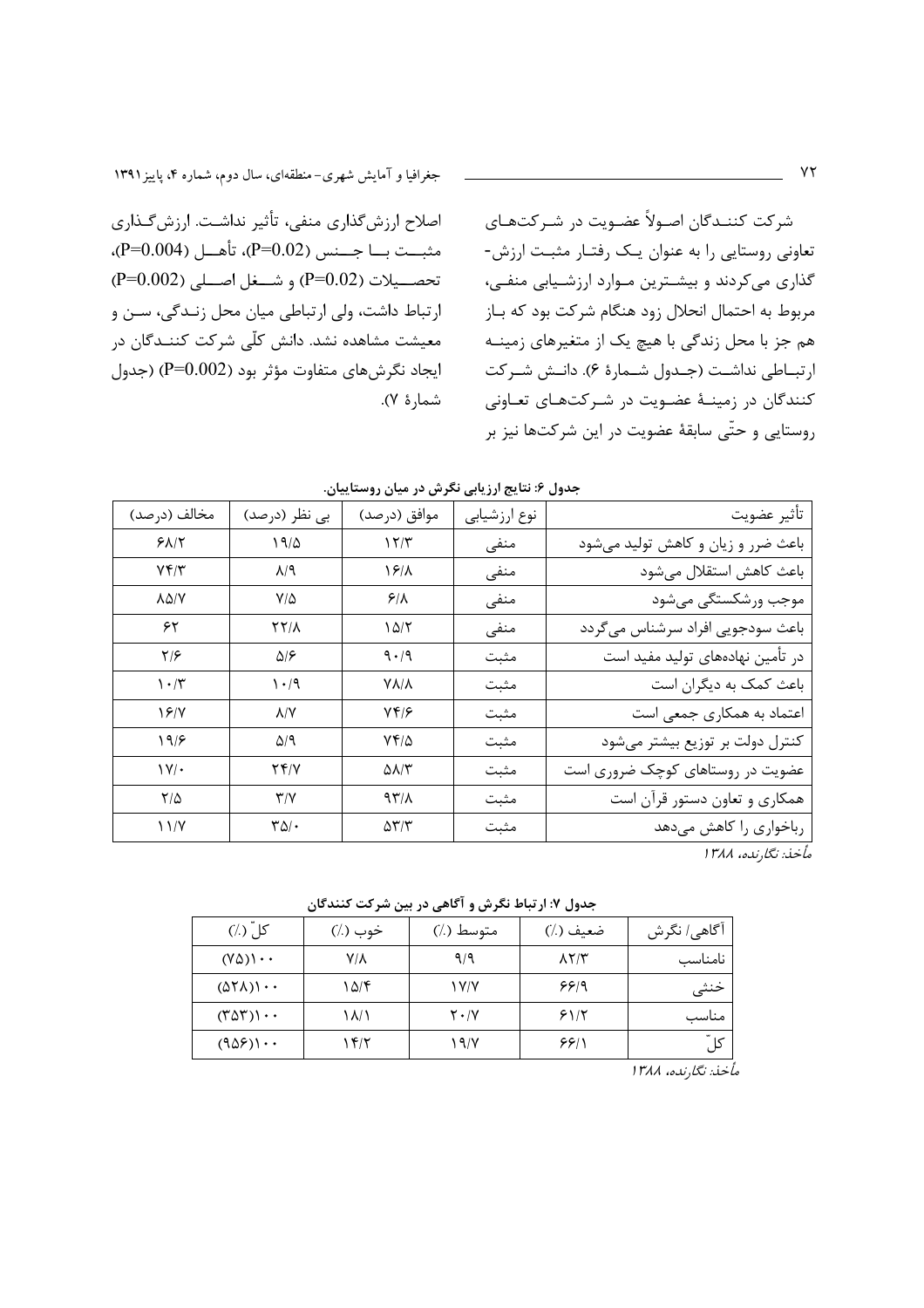شرکت کنندگان اصولاً عضویت در شرکت‌های تعاونی روستایی را به عنوان یک رفتار مثبت ارزش‌گذاری می‌کردند و بیشترین موارد ارزشیابی منفی، مربوط به احتمال انحلال زود هنگام شرکت بود که باز هم جز با محل زندگی با هیچ یک از متغیرهای زمینه ارتباطی نداشت (جدول شمارهٔ ۶). دانش شرکت کنندگان در زمینهٔ عضویت در شرکت‌های تعاونی روستایی و حتّی سابقهٔ عضویت در این شرکت‌ها نیز بر اصلاح ارزش‌گذاری منفی، تأثیر نداشت. ارزش‌گذاری مثبت با جنس ($P=0.02$)، تأهل ($P=0.004$)، تحصیلات ($P=0.02$) و شغل اصلی ($P=0.002$) ارتباط داشت، ولی ارتباطی میان محل زندگی، سن و معیشت مشاهده نشد. دانش کلّی شرکت کنندگان در ایجاد نگرش‌های متفاوت مؤثر بود ($P=0.002$) (جدول شمارهٔ ۷).

**جدول ۶: نتایج ارزیابی نگرش در میان روستاییان.**

| تأثیر عضویت | نوع ارزشیابی | موافق (درصد) | بی نظر (درصد) | مخالف (درصد) |
|---|---|---|---|---|
| باعث ضرر و زیان و کاهش تولید می‌شود | منفی | ۱۲/۳ | ۱۹/۵ | ۶۸/۲ |
| باعث کاهش استقلال می‌شود | منفی | ۱۶/۸ | ۸/۹ | ۷۴/۳ |
| موجب ورشکستگی می‌شود | منفی | ۶/۸ | ۷/۵ | ۸۵/۷ |
| باعث سودجویی افراد سرشناس می‌گردد | منفی | ۱۵/۲ | ۲۲/۸ | ۶۲ |
| در تأمین نهاده‌های تولید مفید است | مثبت | ۹۰/۹ | ۵/۶ | ۲/۶ |
| باعث کمک به دیگران است | مثبت | ۷۸/۸ | ۱۰/۹ | ۱۰/۳ |
| اعتماد به همکاری جمعی است | مثبت | ۷۴/۶ | ۸/۷ | ۱۶/۷ |
| کنترل دولت بر توزیع بیشتر می‌شود | مثبت | ۷۴/۵ | ۵/۹ | ۱۹/۶ |
| عضویت در روستاهای کوچک ضروری است | مثبت | ۵۸/۳ | ۲۴/۷ | ۱۷/۰ |
| همکاری و تعاون دستور قرآن است | مثبت | ۹۳/۸ | ۳/۷ | ۲/۵ |
| رباخواری را کاهش می‌دهد | مثبت | ۵۳/۳ | ۳۵/۰ | ۱۱/۷ |

*مأخذ: نگارنده، ۱۳۸۸*

**جدول ۷: ارتباط نگرش و آگاهی در بین شرکت کنندگان**

| آگاهی/ نگرش | ضعیف (٪) | متوسط (٪) | خوب (٪) | کلّ (٪) |
|---|---|---|---|---|
| نامناسب | ۸۲/۳ | ۹/۹ | ۷/۸ | (۷۵)۱۰۰ |
| خنثی | ۶۶/۹ | ۱۷/۷ | ۱۵/۴ | (۵۲۸)۱۰۰ |
| مناسب | ۶۱/۲ | ۲۰/۷ | ۱۸/۱ | (۳۵۳)۱۰۰ |
| کلّ | ۶۶/۱ | ۱۹/۷ | ۱۴/۲ | (۹۵۶)۱۰۰ |

*مأخذ: نگارنده، ۱۳۸۸*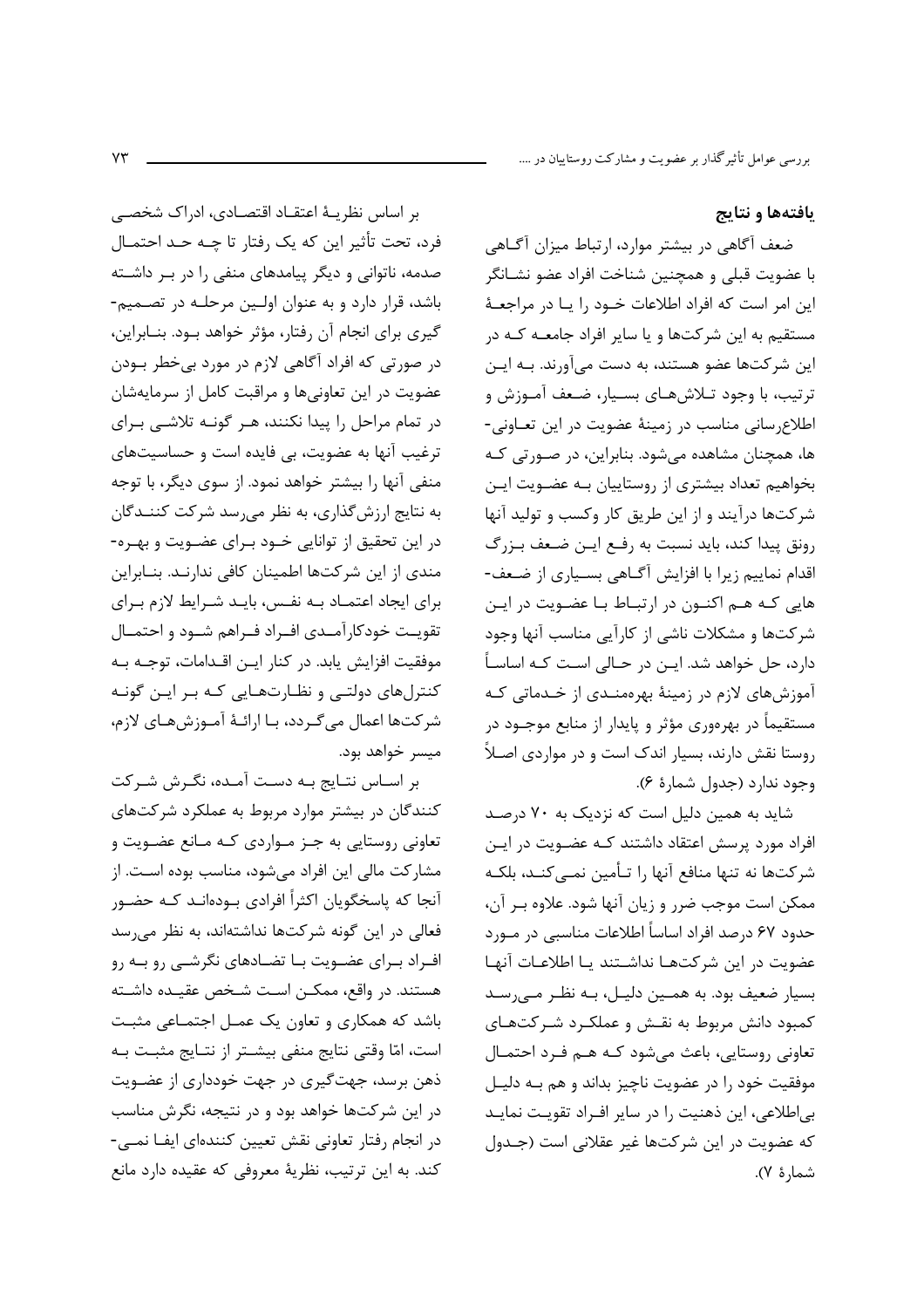## یافته‌ها و نتایج

ضعف آگاهی در بیشتر موارد، ارتباط میزان آگاهی با عضویت قبلی و همچنین شناخت افراد عضو نشانگر این امر است که افراد اطلاعات خود را یا در مراجعهٔ مستقیم به این شرکت‌ها و یا سایر افراد جامعه که در این شرکت‌ها عضو هستند، به دست می‌آورند. به این ترتیب، با وجود تلاش‌های بسیار، ضعف آموزش و اطلاع‌رسانی مناسب در زمینهٔ عضویت در این تعاونی‌ها، همچنان مشاهده می‌شود. بنابراین، در صورتی که بخواهیم تعداد بیشتری از روستاییان به عضویت این شرکت‌ها درآیند و از این طریق کار وکسب و تولید آنها رونق پیدا کند، باید نسبت به رفع این ضعف بزرگ اقدام نماییم زیرا با افزایش آگاهی بسیاری از ضعف‌هایی که هم اکنون در ارتباط با عضویت در این شرکت‌ها و مشکلات ناشی از کارآیی مناسب آنها وجود دارد، حل خواهد شد. این در حالی است که اساساً آموزش‌های لازم در زمینهٔ بهره‌مندی از خدماتی که مستقیماً در بهره‌وری مؤثر و پایدار از منابع موجود در روستا نقش دارند، بسیار اندک است و در مواردی اصلاً وجود ندارد (جدول شمارهٔ ۶).

شاید به همین دلیل است که نزدیک به ۷۰ درصد افراد مورد پرسش اعتقاد داشتند که عضویت در این شرکت‌ها نه تنها منافع آنها را تأمین نمی‌کند، بلکه ممکن است موجب ضرر و زیان آنها شود. علاوه بر آن، حدود ۶۷ درصد افراد اساساً اطلاعات مناسبی در مورد عضویت در این شرکت‌ها نداشتند یا اطلاعات آنها بسیار ضعیف بود. به همین دلیل، به نظر می‌رسد کمبود دانش مربوط به نقش و عملکرد شرکت‌های تعاونی روستایی، باعث می‌شود که هم فرد احتمال موفقیت خود را در عضویت ناچیز بداند و هم به دلیل بی‌اطلاعی، این ذهنیت را در سایر افراد تقویت نماید که عضویت در این شرکت‌ها غیر عقلانی است (جدول شمارهٔ ۷).

بر اساس نظریهٔ اعتقاد اقتصادی، ادراک شخصی فرد، تحت تأثیر این که یک رفتار تا چه حد احتمال صدمه، ناتوانی و دیگر پیامدهای منفی را در بر داشته باشد، قرار دارد و به عنوان اولین مرحله در تصمیم‌گیری برای انجام آن رفتار، مؤثر خواهد بود. بنابراین، در صورتی که افراد آگاهی لازم در مورد بی‌خطر بودن عضویت در این تعاونی‌ها و مراقبت کامل از سرمایه‌شان در تمام مراحل را پیدا نکنند، هر گونه تلاشی برای ترغیب آنها به عضویت، بی فایده است و حساسیت‌های منفی آنها را بیشتر خواهد نمود. از سوی دیگر، با توجه به نتایج ارزش‌گذاری، به نظر می‌رسد شرکت کنندگان در این تحقیق از توانایی خود برای عضویت و بهره‌مندی از این شرکت‌ها اطمینان کافی ندارند. بنابراین برای ایجاد اعتماد به نفس، باید شرایط لازم برای تقویت خودکارآمدی افراد فراهم شود و احتمال موفقیت افزایش یابد. در کنار این اقدامات، توجه به کنترل‌های دولتی و نظارت‌هایی که بر این گونه شرکت‌ها اعمال می‌گردد، با ارائهٔ آموزش‌های لازم، میسر خواهد بود.

بر اساس نتایج به دست آمده، نگرش شرکت کنندگان در بیشتر موارد مربوط به عملکرد شرکت‌های تعاونی روستایی به جز مواردی که مانع عضویت و مشارکت مالی این افراد می‌شود، مناسب بوده است. از آنجا که پاسخگویان اکثراً افرادی بوده‌اند که حضور فعالی در این گونه شرکت‌ها نداشته‌اند، به نظر می‌رسد افراد برای عضویت با تضادهای نگرشی رو به رو هستند. در واقع، ممکن است شخص عقیده داشته باشد که همکاری و تعاون یک عمل اجتماعی مثبت است، امّا وقتی نتایج منفی بیشتر از نتایج مثبت به ذهن برسد، جهت‌گیری در جهت خودداری از عضویت در این شرکت‌ها خواهد بود و در نتیجه، نگرش مناسب در انجام رفتار تعاونی نقش تعیین کننده‌ای ایفا نمی‌کند. به این ترتیب، نظریهٔ معروفی که عقیده دارد مانع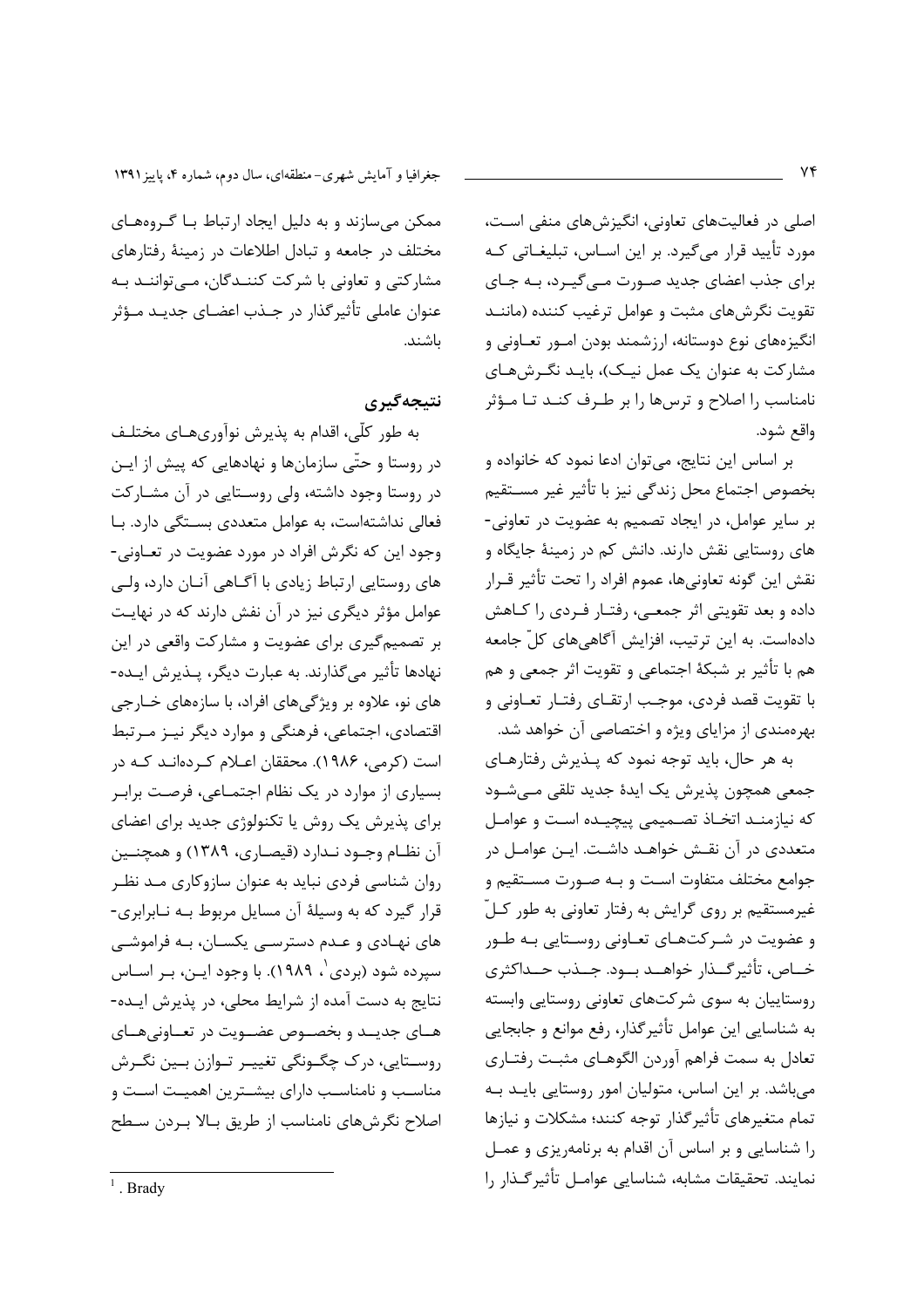اصلی در فعالیت‌های تعاونی، انگیزش‌های منفی است، مورد تأیید قرار می‌گیرد. بر این اساس، تبلیغاتی که برای جذب اعضای جدید صورت می‌گیرد، به جای تقویت نگرش‌های مثبت و عوامل ترغیب کننده (مانند انگیزه‌های نوع دوستانه، ارزشمند بودن امور تعاونی و مشارکت به عنوان یک عمل نیک)، باید نگرش‌های نامناسب را اصلاح و ترس‌ها را بر طرف کند تا مؤثر واقع شود.

بر اساس این نتایج، می‌توان ادعا نمود که خانواده و بخصوص اجتماع محل زندگی نیز با تأثیر غیر مستقیم بر سایر عوامل، در ایجاد تصمیم به عضویت در تعاونی-های روستایی نقش دارند. دانش کم در زمینهٔ جایگاه و نقش این گونه تعاونی‌ها، عموم افراد را تحت تأثیر قرار داده و بعد تقویتی اثر جمعی، رفتار فردی را کاهش داده‌است. به این ترتیب، افزایش آگاهی‌های کلّ جامعه هم با تأثیر بر شبکهٔ اجتماعی و تقویت اثر جمعی و هم با تقویت قصد فردی، موجب ارتقای رفتار تعاونی و بهره‌مندی از مزایای ویژه و اختصاصی آن خواهد شد.

به هر حال، باید توجه نمود که پذیرش رفتارهای جمعی همچون پذیرش یک ایدهٔ جدید تلقی می‌شود که نیازمند اتخاذ تصمیمی پیچیده است و عوامل متعددی در آن نقش خواهد داشت. این عوامل در جوامع مختلف متفاوت است و به صورت مستقیم و غیرمستقیم بر روی گرایش به رفتار تعاونی به طور کلّ و عضویت در شرکت‌های تعاونی روستایی به طور خاص، تأثیرگذار خواهد بود. جذب حداکثری روستاییان به سوی شرکت‌های تعاونی روستایی وابسته به شناسایی این عوامل تأثیرگذار، رفع موانع و جابجایی تعادل به سمت فراهم آوردن الگوهای مثبت رفتاری می‌باشد. بر این اساس، متولیان امور روستایی باید به تمام متغیرهای تأثیرگذار توجه کنند؛ مشکلات و نیازها را شناسایی و بر اساس آن اقدام به برنامه‌ریزی و عمل نمایند. تحقیقات مشابه، شناسایی عوامل تأثیرگذار را ممکن می‌سازند و به دلیل ایجاد ارتباط با گروه‌های مختلف در جامعه و تبادل اطلاعات در زمینهٔ رفتارهای مشارکتی و تعاونی با شرکت کنندگان، می‌توانند به عنوان عاملی تأثیرگذار در جذب اعضای جدید مؤثر باشند.

## نتیجه‌گیری

به طور کلّی، اقدام به پذیرش نوآوری‌های مختلف در روستا و حتّی سازمان‌ها و نهادهایی که پیش از این در روستا وجود داشته، ولی روستایی در آن مشارکت فعالی نداشته‌است، به عوامل متعددی بستگی دارد. با وجود این که نگرش افراد در مورد عضویت در تعاونی-های روستایی ارتباط زیادی با آگاهی آنان دارد، ولی عوامل مؤثر دیگری نیز در آن نقش دارند که در نهایت بر تصمیم‌گیری برای عضویت و مشارکت واقعی در این نهادها تأثیر می‌گذارند. به عبارت دیگر، پذیرش ایده-های نو، علاوه بر ویژگی‌های افراد، با سازه‌های خارجی اقتصادی، اجتماعی، فرهنگی و موارد دیگر نیز مرتبط است (کرمی، ۱۹۸۶). محققان اعلام کرده‌اند که در بسیاری از موارد در یک نظام اجتماعی، فرصت برابر برای پذیرش یک روش یا تکنولوژی جدید برای اعضای آن نظام وجود ندارد (قیصاری، ۱۳۸۹) و همچنین روان شناسی فردی نباید به عنوان سازوکاری مد نظر قرار گیرد که به وسیلهٔ آن مسایل مربوط به نابرابری-های نهادی و عدم دسترسی یکسان، به فراموشی سپرده شود (بردی[1]، ۱۹۸۹). با وجود این، بر اساس نتایج به دست آمده از شرایط محلی، در پذیرش ایده-های جدید و بخصوص عضویت در تعاونی‌های روستایی، درک چگونگی تغییر توازن بین نگرش مناسب و نامناسب دارای بیشترین اهمیت است و اصلاح نگرش‌های نامناسب از طریق بالا بردن سطح

---

[1]. Brady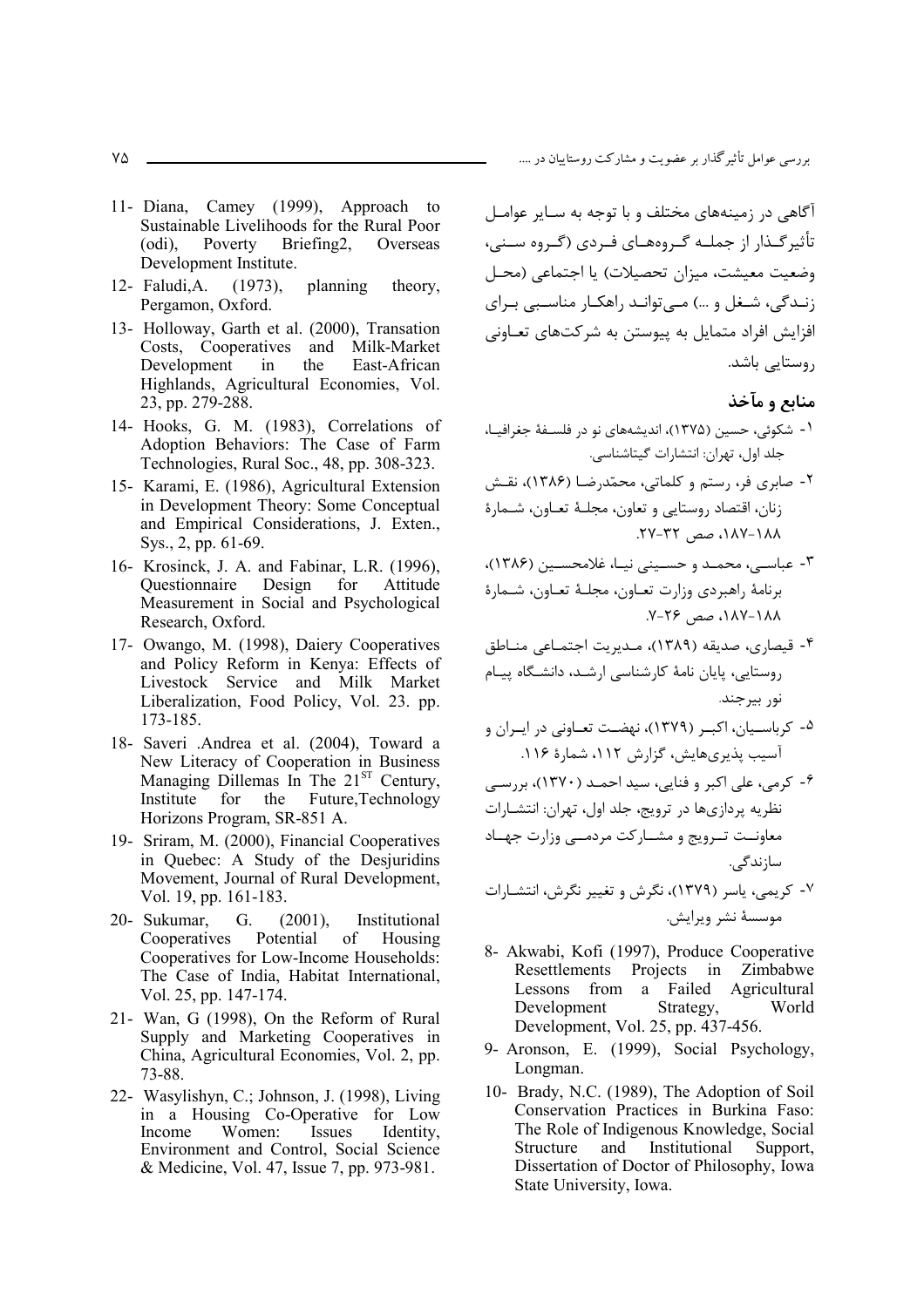آگاهی در زمینه‌های مختلف و با توجه به سایر عوامل تأثیرگذار از جمله گروه‌های فردی (گروه سنی، وضعیت معیشت، میزان تحصیلات) یا اجتماعی (محل زندگی، شغل و ...) می‌تواند راهکار مناسبی برای افزایش افراد متمایل به پیوستن به شرکت‌های تعاونی روستایی باشد.

## منابع و مآخذ

۱- شکوئی، حسین (۱۳۷۵)، اندیشه‌های نو در فلسفهٔ جغرافیا، جلد اول، تهران: انتشارات گیتاشناسی.

۲- صابری فر، رستم و کلماتی، محمّدرضا (۱۳۸۶)، نقش زنان، اقتصاد روستایی و تعاون، مجلهٔ تعاون، شمارهٔ ۱۸۸-۱۸۷، صص ۳۲-۲۷.

۳- عباسی، محمد و حسینی نیا، غلامحسین (۱۳۸۶)، برنامهٔ راهبردی وزارت تعاون، مجلهٔ تعاون، شمارهٔ ۱۸۸-۱۸۷، صص ۲۶-۷.

۴- قیصاری، صدیقه (۱۳۸۹)، مدیریت اجتماعی مناطق روستایی، پایان نامهٔ کارشناسی ارشد، دانشگاه پیام نور بیرجند.

۵- کرباسیان، اکبر (۱۳۷۹)، نهضت تعاونی در ایران و آسیب پذیری‌هایش، گزارش ۱۱۲، شمارهٔ ۱۱۶.

۶- کرمی، علی اکبر و فنایی، سید احمد (۱۳۷۰)، بررسی نظریه پردازی‌ها در ترویج، جلد اول، تهران: انتشارات معاونت ترویج و مشارکت مردمی وزارت جهاد سازندگی.

۷- کریمی، یاسر (۱۳۷۹)، نگرش و تغییر نگرش، انتشارات موسسهٔ نشر ویرایش.

8- Akwabi, Kofi (1997), Produce Cooperative Resettlements Projects in Zimbabwe Lessons from a Failed Agricultural Development Strategy, World Development, Vol. 25, pp. 437-456.

9- Aronson, E. (1999), Social Psychology, Longman.

10- Brady, N.C. (1989), The Adoption of Soil Conservation Practices in Burkina Faso: The Role of Indigenous Knowledge, Social Structure and Institutional Support, Dissertation of Doctor of Philosophy, Iowa State University, Iowa.

11- Diana, Camey (1999), Approach to Sustainable Livelihoods for the Rural Poor (odi), Poverty Briefing2, Overseas Development Institute.

12- Faludi,A. (1973), planning theory, Pergamon, Oxford.

13- Holloway, Garth et al. (2000), Transation Costs, Cooperatives and Milk-Market Development in the East-African Highlands, Agricultural Economies, Vol. 23, pp. 279-288.

14- Hooks, G. M. (1983), Correlations of Adoption Behaviors: The Case of Farm Technologies, Rural Soc., 48, pp. 308-323.

15- Karami, E. (1986), Agricultural Extension in Development Theory: Some Conceptual and Empirical Considerations, J. Exten., Sys., 2, pp. 61-69.

16- Krosinck, J. A. and Fabinar, L.R. (1996), Questionnaire Design for Attitude Measurement in Social and Psychological Research, Oxford.

17- Owango, M. (1998), Daiery Cooperatives and Policy Reform in Kenya: Effects of Livestock Service and Milk Market Liberalization, Food Policy, Vol. 23. pp. 173-185.

18- Saveri .Andrea et al. (2004), Toward a New Literacy of Cooperation in Business Managing Dillemas In The 21^ST Century, Institute for the Future,Technology Horizons Program, SR-851 A.

19- Sriram, M. (2000), Financial Cooperatives in Quebec: A Study of the Desjuridins Movement, Journal of Rural Development, Vol. 19, pp. 161-183.

20- Sukumar, G. (2001), Institutional Cooperatives Potential of Housing Cooperatives for Low-Income Households: The Case of India, Habitat International, Vol. 25, pp. 147-174.

21- Wan, G (1998), On the Reform of Rural Supply and Marketing Cooperatives in China, Agricultural Economies, Vol. 2, pp. 73-88.

22- Wasylishyn, C.; Johnson, J. (1998), Living in a Housing Co-Operative for Low Income Women: Issues Identity, Environment and Control, Social Science & Medicine, Vol. 47, Issue 7, pp. 973-981.